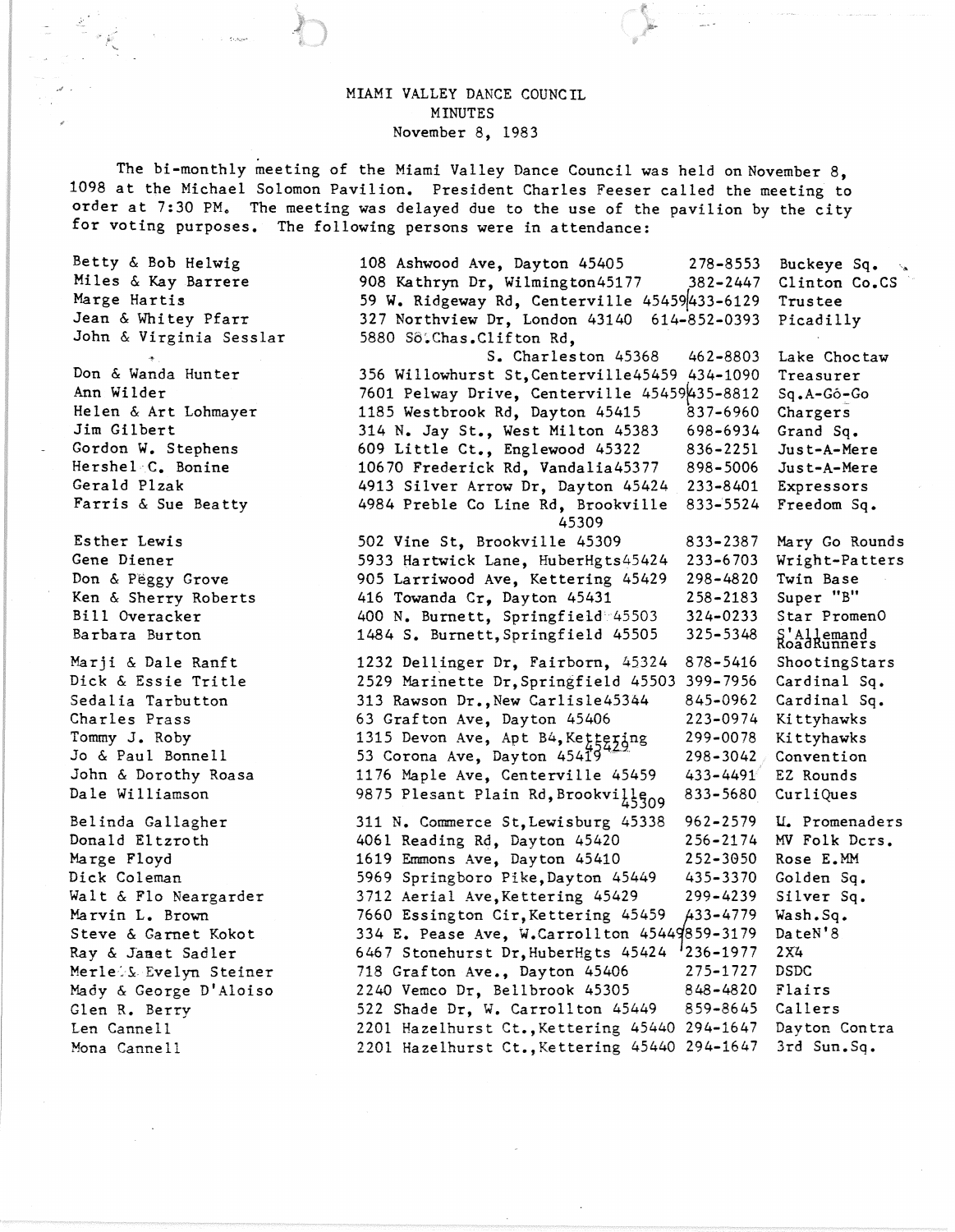# MIAMI VALLEY DANCE COUNCIL
## MINUTES
### November 8, 1983

The bi-monthly meeting of the Miami Valley Dance Council was held on November 8, 1098 at the Michael Solomon Pavilion. President Charles Feeser called the meeting to order at 7:30 PM. The meeting was delayed due to the use of the pavilion by the city for voting purposes. The following persons were in attendance:

| Name | Address | Phone | Club |
|---|---|---|---|
| Betty & Bob Helwig | 108 Ashwood Ave, Dayton 45405 | 278-8553 | Buckeye Sq. |
| Miles & Kay Barrere | 908 Kathryn Dr, Wilmington45177 | 382-2447 | Clinton Co.CS |
| Marge Hartis | 59 W. Ridgeway Rd, Centerville 45459 | 433-6129 | Trustee |
| Jean & Whitey Pfarr | 327 Northview Dr, London 43140 | 614-852-0393 | Picadilly |
| John & Virginia Sesslar | 5880 So.Chas.Clifton Rd, S. Charleston 45368 | 462-8803 | Lake Choctaw |
| Don & Wanda Hunter | 356 Willowhurst St,Centerville45459 | 434-1090 | Treasurer |
| Ann Wilder | 7601 Pelway Drive, Centerville 45459 | 435-8812 | Sq.A-Go-Go |
| Helen & Art Lohmayer | 1185 Westbrook Rd, Dayton 45415 | 837-6960 | Chargers |
| Jim Gilbert | 314 N. Jay St., West Milton 45383 | 698-6934 | Grand Sq. |
| Gordon W. Stephens | 609 Little Ct., Englewood 45322 | 836-2251 | Just-A-Mere |
| Hershel C. Bonine | 10670 Frederick Rd, Vandalia45377 | 898-5006 | Just-A-Mere |
| Gerald Plzak | 4913 Silver Arrow Dr, Dayton 45424 | 233-8401 | Expressors |
| Farris & Sue Beatty | 4984 Preble Co Line Rd, Brookville 45309 | 833-5524 | Freedom Sq. |
| Esther Lewis | 502 Vine St, Brookville 45309 | 833-2387 | Mary Go Rounds |
| Gene Diener | 5933 Hartwick Lane, HuberHgts45424 | 233-6703 | Wright-Patters |
| Don & Peggy Grove | 905 Larriwood Ave, Kettering 45429 | 298-4820 | Twin Base |
| Ken & Sherry Roberts | 416 Towanda Cr, Dayton 45431 | 258-2183 | Super "B" |
| Bill Overacker | 400 N. Burnett, Springfield 45503 | 324-0233 | Star PromenO |
| Barbara Burton | 1484 S. Burnett,Springfield 45505 | 325-5348 | S'Allemand RoadRunners |
| Marji & Dale Ranft | 1232 Dellinger Dr, Fairborn, 45324 | 878-5416 | ShootingStars |
| Dick & Essie Tritle | 2529 Marinette Dr,Springfield 45503 | 399-7956 | Cardinal Sq. |
| Sedalia Tarbutton | 313 Rawson Dr.,New Carlisle45344 | 845-0962 | Cardinal Sq. |
| Charles Prass | 63 Grafton Ave, Dayton 45406 | 223-0974 | Kittyhawks |
| Tommy J. Roby | 1315 Devon Ave, Apt B4,Kettering 45429 | 299-0078 | Kittyhawks |
| Jo & Paul Bonnell | 53 Corona Ave, Dayton 45419 | 298-3042 | Convention |
| John & Dorothy Roasa | 1176 Maple Ave, Centerville 45459 | 433-4491 | EZ Rounds |
| Dale Williamson | 9875 Plesant Plain Rd,Brookville 45309 | 833-5680 | CurliQues |
| Belinda Gallagher | 311 N. Commerce St,Lewisburg 45338 | 962-2579 | U. Promenaders |
| Donald Eltzroth | 4061 Reading Rd, Dayton 45420 | 256-2174 | MV Folk Dcrs. |
| Marge Floyd | 1619 Emmons Ave, Dayton 45410 | 252-3050 | Rose E.MM |
| Dick Coleman | 5969 Springboro Pike,Dayton 45449 | 435-3370 | Golden Sq. |
| Walt & Flo Neargarder | 3712 Aerial Ave,Kettering 45429 | 299-4239 | Silver Sq. |
| Marvin L. Brown | 7660 Essington Cir,Kettering 45459 | 433-4779 | Wash.Sq. |
| Steve & Garnet Kokot | 334 E. Pease Ave, W.Carrollton 45449 | 859-3179 | DateN'8 |
| Ray & Janet Sadler | 6467 Stonehurst Dr,HuberHgts 45424 | 236-1977 | 2X4 |
| Merle & Evelyn Steiner | 718 Grafton Ave., Dayton 45406 | 275-1727 | DSDC |
| Mady & George D'Aloiso | 2240 Vemco Dr, Bellbrook 45305 | 848-4820 | Flairs |
| Glen R. Berry | 522 Shade Dr, W. Carrollton 45449 | 859-8645 | Callers |
| Len Cannell | 2201 Hazelhurst Ct.,Kettering 45440 | 294-1647 | Dayton Contra |
| Mona Cannell | 2201 Hazelhurst Ct.,Kettering 45440 | 294-1647 | 3rd Sun.Sq. |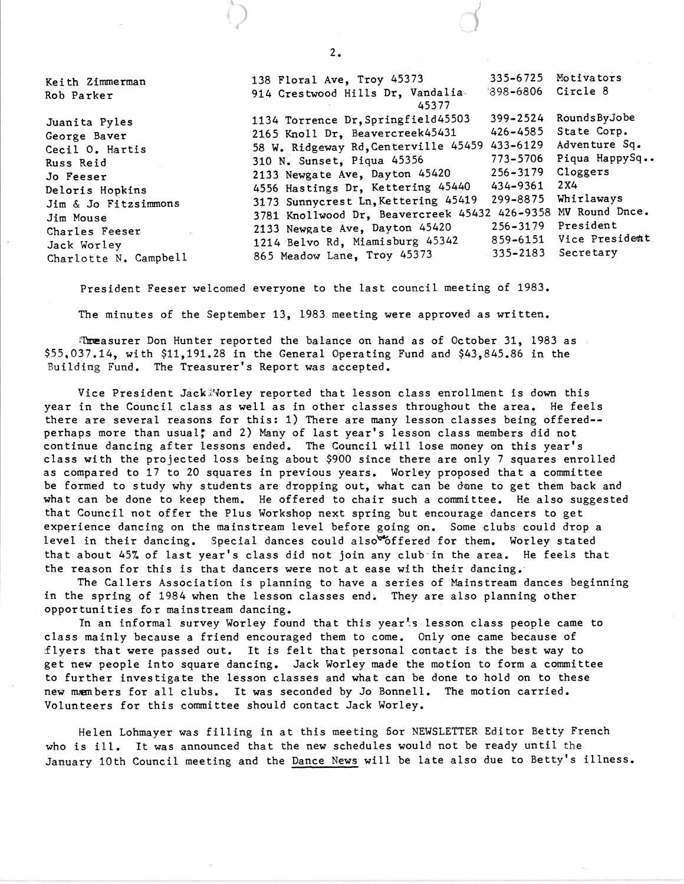| | | | |
|---|---|---|---|
| Keith Zimmerman | 138 Floral Ave, Troy 45373 | 335-6725 | Motivators |
| Rob Parker | 914 Crestwood Hills Dr, Vandalia 45377 | 898-6806 | Circle 8 |
| Juanita Pyles | 1134 Torrence Dr, Springfield45503 | 399-2524 | RoundsByJobe |
| George Baver | 2165 Knoll Dr, Beavercreek45431 | 426-4585 | State Corp. |
| Cecil O. Hartis | 58 W. Ridgeway Rd, Centerville 45459 | 433-6129 | Adventure Sq. |
| Russ Reid | 310 N. Sunset, Piqua 45356 | 773-5706 | Piqua HappySq.. |
| Jo Feeser | 2133 Newgate Ave, Dayton 45420 | 256-3179 | Cloggers |
| Deloris Hopkins | 4556 Hastings Dr, Kettering 45440 | 434-9361 | 2X4 |
| Jim & Jo Fitzsimmons | 3173 Sunnycrest Ln, Kettering 45419 | 299-8875 | Whirlaways |
| Jim Mouse | 3781 Knollwood Dr, Beavercreek 45432 | 426-9358 | MV Round Dnce. |
| Charles Feeser | 2133 Newgate Ave, Dayton 45420 | 256-3179 | President |
| Jack Worley | 1214 Belvo Rd, Miamisburg 45342 | 859-6151 | Vice President |
| Charlotte N. Campbell | 865 Meadow Lane, Troy 45373 | 335-2183 | Secretary |

President Feeser welcomed everyone to the last council meeting of 1983.

The minutes of the September 13, 1983 meeting were approved as written.

Treasurer Don Hunter reported the balance on hand as of October 31, 1983 as $55,037.14, with $11,191.28 in the General Operating Fund and $43,845.86 in the Building Fund. The Treasurer's Report was accepted.

Vice President Jack Worley reported that lesson class enrollment is down this year in the Council class as well as in other classes throughout the area. He feels there are several reasons for this: 1) There are many lesson classes being offered--perhaps more than usual; and 2) Many of last year's lesson class members did not continue dancing after lessons ended. The Council will lose money on this year's class with the projected loss being about $900 since there are only 7 squares enrolled as compared to 17 to 20 squares in previous years. Worley proposed that a committee be formed to study why students are dropping out, what can be done to get them back and what can be done to keep them. He offered to chair such a committee. He also suggested that Council not offer the Plus Workshop next spring but encourage dancers to get experience dancing on the mainstream level before going on. Some clubs could drop a level in their dancing. Special dances could also be offered for them. Worley stated that about 45% of last year's class did not join any club in the area. He feels that the reason for this is that dancers were not at ease with their dancing.

The Callers Association is planning to have a series of Mainstream dances beginning in the spring of 1984 when the lesson classes end. They are also planning other opportunities for mainstream dancing.

In an informal survey Worley found that this year's lesson class people came to class mainly because a friend encouraged them to come. Only one came because of flyers that were passed out. It is felt that personal contact is the best way to get new people into square dancing. Jack Worley made the motion to form a committee to further investigate the lesson classes and what can be done to hold on to these new members for all clubs. It was seconded by Jo Bonnell. The motion carried. Volunteers for this committee should contact Jack Worley.

Helen Lohmayer was filling in at this meeting for NEWSLETTER Editor Betty French who is ill. It was announced that the new schedules would not be ready until the January 10th Council meeting and the Dance News will be late also due to Betty's illness.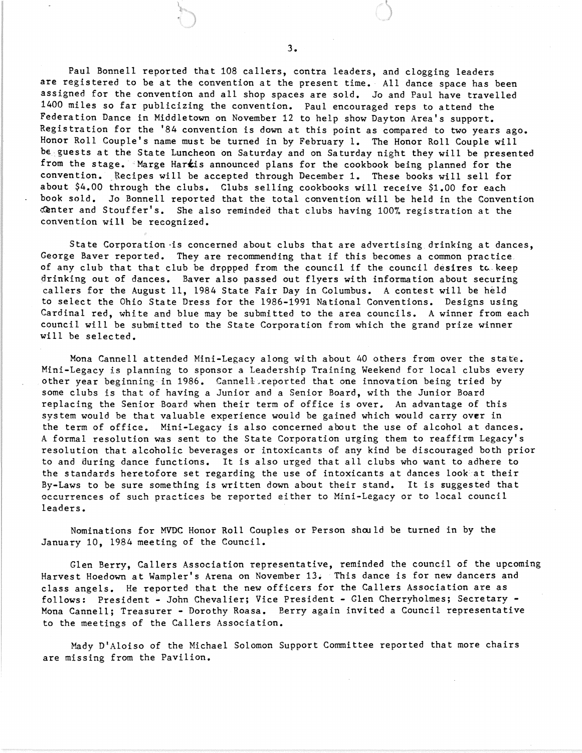Paul Bonnell reported that 108 callers, contra leaders, and clogging leaders are registered to be at the convention at the present time. All dance space has been assigned for the convention and all shop spaces are sold. Jo and Paul have travelled 1400 miles so far publicizing the convention. Paul encouraged reps to attend the Federation Dance in Middletown on November 12 to help show Dayton Area's support. Registration for the '84 convention is down at this point as compared to two years ago. Honor Roll Couple's name must be turned in by February 1. The Honor Roll Couple will be guests at the State Luncheon on Saturday and on Saturday night they will be presented from the stage. Marge Harris announced plans for the cookbook being planned for the convention. Recipes will be accepted through December 1. These books will sell for about $4.00 through the clubs. Clubs selling cookbooks will receive $1.00 for each book sold. Jo Bonnell reported that the total convention will be held in the Convention Center and Stouffer's. She also reminded that clubs having 100% registration at the convention will be recognized.

State Corporation is concerned about clubs that are advertising drinking at dances, George Baver reported. They are recommending that if this becomes a common practice of any club that that club be drpped from the council if the council desires to keep drinking out of dances. Baver also passed out flyers with information about securing callers for the August 11, 1984 State Fair Day in Columbus. A contest will be held to select the Ohio State Dress for the 1986-1991 National Conventions. Designs using Cardinal red, white and blue may be submitted to the area councils. A winner from each council will be submitted to the State Corporation from which the grand prize winner will be selected.

Mona Cannell attended Mini-Legacy along with about 40 others from over the state. Mini-Legacy is planning to sponsor a Leadership Training Weekend for local clubs every other year beginning in 1986. Cannell reported that one innovation being tried by some clubs is that of having a Junior and a Senior Board, with the Junior Board replacing the Senior Board when their term of office is over. An advantage of this system would be that valuable experience would be gained which would carry over in the term of office. Mini-Legacy is also concerned about the use of alcohol at dances. A formal resolution was sent to the State Corporation urging them to reaffirm Legacy's resolution that alcoholic beverages or intoxicants of any kind be discouraged both prior to and during dance functions. It is also urged that all clubs who want to adhere to the standards heretofore set regarding the use of intoxicants at dances look at their By-Laws to be sure something is written down about their stand. It is suggested that occurrences of such practices be reported either to Mini-Legacy or to local council leaders.

Nominations for MVDC Honor Roll Couples or Person should be turned in by the January 10, 1984 meeting of the Council.

Glen Berry, Callers Association representative, reminded the council of the upcoming Harvest Hoedown at Wampler's Arena on November 13. This dance is for new dancers and class angels. He reported that the new officers for the Callers Association are as follows: President - John Chevalier; Vice President - Glen Cherryholmes; Secretary - Mona Cannell; Treasurer - Dorothy Roasa. Berry again invited a Council representative to the meetings of the Callers Association.

Mady D'Aloiso of the Michael Solomon Support Committee reported that more chairs are missing from the Pavilion.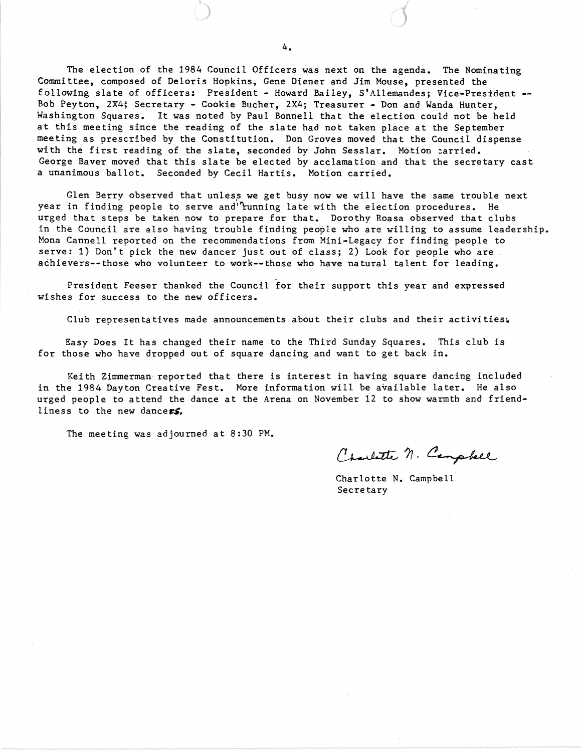The election of the 1984 Council Officers was next on the agenda. The Nominating Committee, composed of Deloris Hopkins, Gene Diener and Jim Mouse, presented the following slate of officers: President - Howard Bailey, S'Allemandes; Vice-President -- Bob Peyton, 2X4; Secretary - Cookie Bucher, 2X4; Treasurer - Don and Wanda Hunter, Washington Squares. It was noted by Paul Bonnell that the election could not be held at this meeting since the reading of the slate had not taken place at the September meeting as prescribed by the Constitution. Don Groves moved that the Council dispense with the first reading of the slate, seconded by John Sesslar. Motion carried. George Baver moved that this slate be elected by acclamation and that the secretary cast a unanimous ballot. Seconded by Cecil Hartis. Motion carried.

Glen Berry observed that unless we get busy now we will have the same trouble next year in finding people to serve and running late with the election procedures. He urged that steps be taken now to prepare for that. Dorothy Roasa observed that clubs in the Council are also having trouble finding people who are willing to assume leadership. Mona Cannell reported on the recommendations from Mini-Legacy for finding people to serve: 1) Don't pick the new dancer just out of class; 2) Look for people who are achievers--those who volunteer to work--those who have natural talent for leading.

President Feeser thanked the Council for their support this year and expressed wishes for success to the new officers.

Club representatives made announcements about their clubs and their activities.

Easy Does It has changed their name to the Third Sunday Squares. This club is for those who have dropped out of square dancing and want to get back in.

Keith Zimmerman reported that there is interest in having square dancing included in the 1984 Dayton Creative Fest. More information will be available later. He also urged people to attend the dance at the Arena on November 12 to show warmth and friendliness to the new dancers.

The meeting was adjourned at 8:30 PM.

Charlotte N. Campbell

Charlotte N. Campbell
Secretary